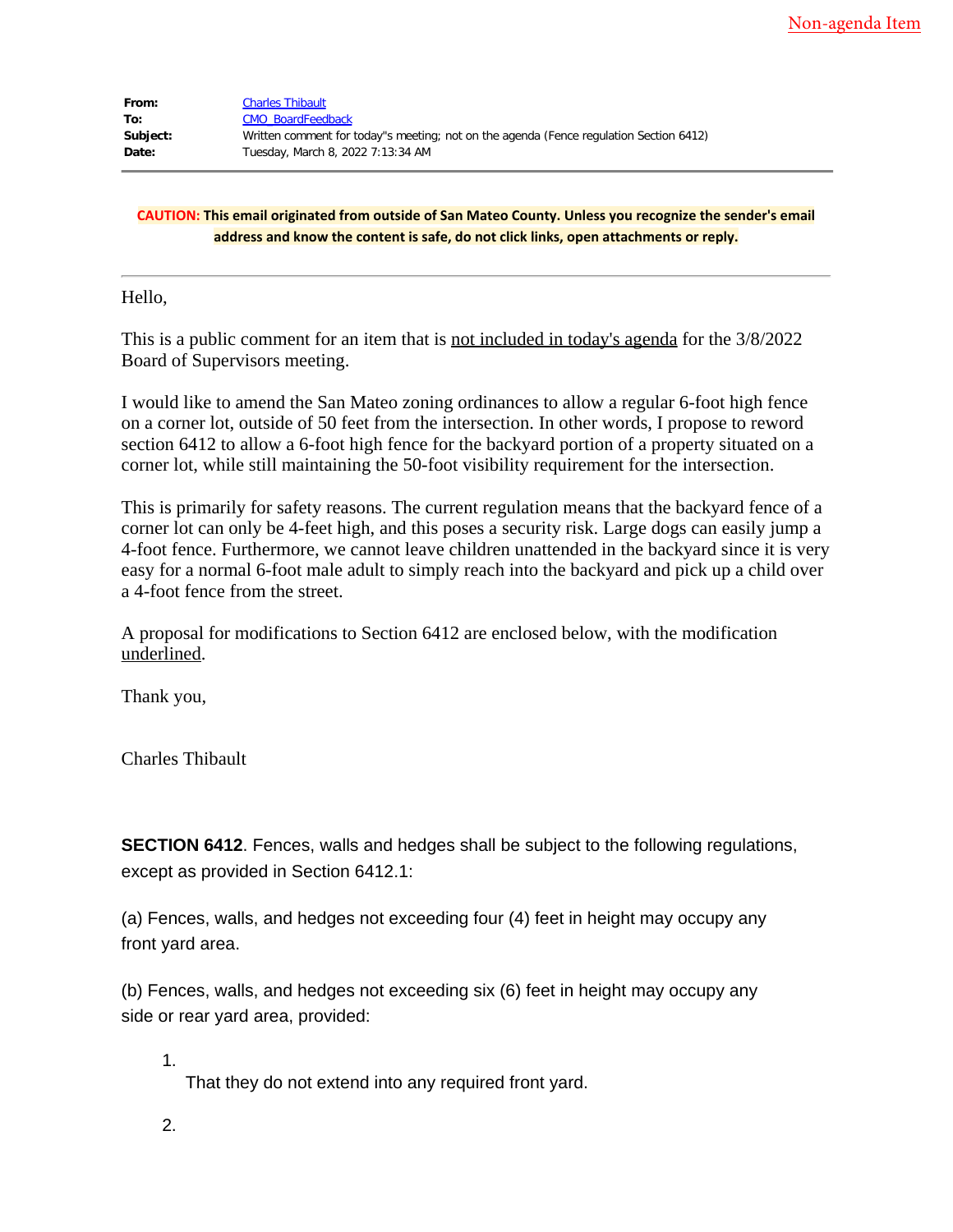Non-agenda Item

**From:** Charles Thibault
**To:** CMO_BoardFeedback
**Subject:** Written comment for today"s meeting; not on the agenda (Fence regulation Section 6412)
**Date:** Tuesday, March 8, 2022 7:13:34 AM

**CAUTION: This email originated from outside of San Mateo County. Unless you recognize the sender's email address and know the content is safe, do not click links, open attachments or reply.**

---

Hello,

This is a public comment for an item that is <u>not included in today's agenda</u> for the 3/8/2022 Board of Supervisors meeting.

I would like to amend the San Mateo zoning ordinances to allow a regular 6-foot high fence on a corner lot, outside of 50 feet from the intersection. In other words, I propose to reword section 6412 to allow a 6-foot high fence for the backyard portion of a property situated on a corner lot, while still maintaining the 50-foot visibility requirement for the intersection.

This is primarily for safety reasons. The current regulation means that the backyard fence of a corner lot can only be 4-feet high, and this poses a security risk. Large dogs can easily jump a 4-foot fence. Furthermore, we cannot leave children unattended in the backyard since it is very easy for a normal 6-foot male adult to simply reach into the backyard and pick up a child over a 4-foot fence from the street.

A proposal for modifications to Section 6412 are enclosed below, with the modification <u>underlined</u>.

Thank you,

Charles Thibault

**SECTION 6412**. Fences, walls and hedges shall be subject to the following regulations, except as provided in Section 6412.1:

(a) Fences, walls, and hedges not exceeding four (4) feet in height may occupy any front yard area.

(b) Fences, walls, and hedges not exceeding six (6) feet in height may occupy any side or rear yard area, provided:

1. That they do not extend into any required front yard.

2.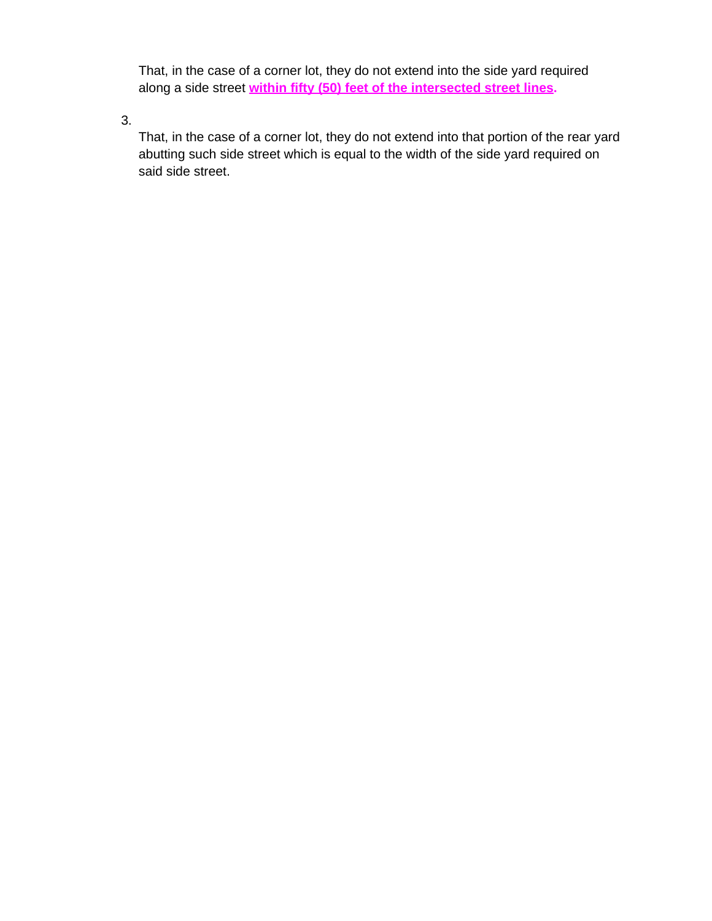That, in the case of a corner lot, they do not extend into the side yard required along a side street **within fifty (50) feet of the intersected street lines**.

3. That, in the case of a corner lot, they do not extend into that portion of the rear yard abutting such side street which is equal to the width of the side yard required on said side street.